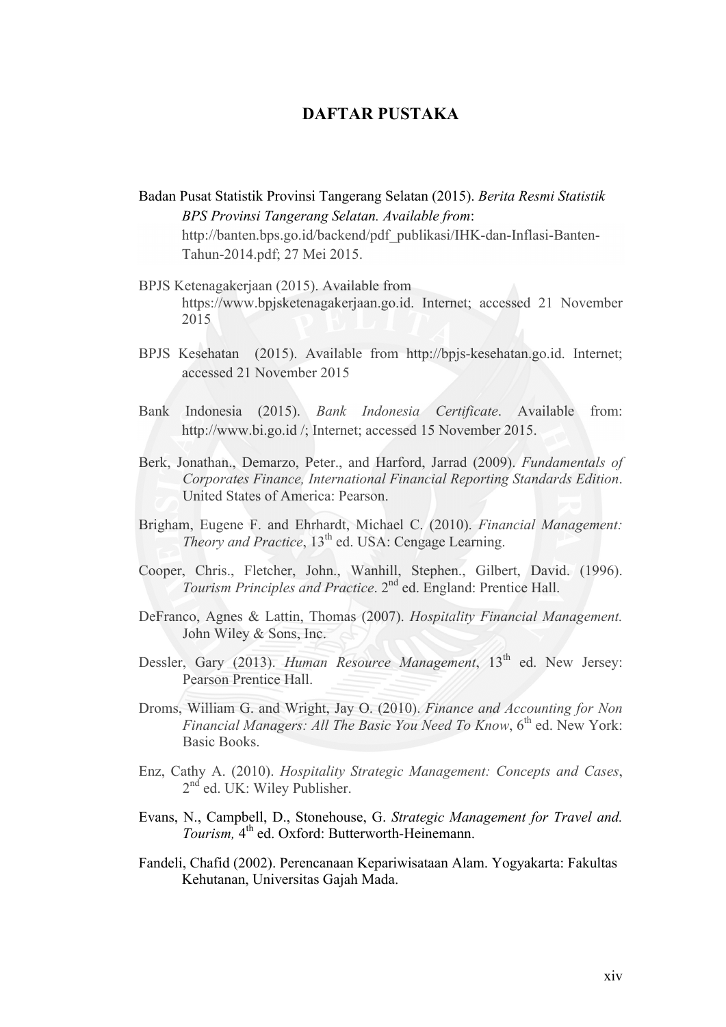# DAFTAR PUSTAKA

Badan Pusat Statistik Provinsi Tangerang Selatan (2015). *Berita Resmi Statistik BPS Provinsi Tangerang Selatan. Available from*: http://banten.bps.go.id/backend/pdf_publikasi/IHK-dan-Inflasi-Banten-Tahun-2014.pdf; 27 Mei 2015.

BPJS Ketenagakerjaan (2015). Available from https://www.bpjsketenagakerjaan.go.id. Internet; accessed 21 November 2015

BPJS Kesehatan (2015). Available from http://bpjs-kesehatan.go.id. Internet; accessed 21 November 2015

Bank Indonesia (2015). *Bank Indonesia Certificate*. Available from: http://www.bi.go.id /; Internet; accessed 15 November 2015.

Berk, Jonathan., Demarzo, Peter., and Harford, Jarrad (2009). *Fundamentals of Corporates Finance, International Financial Reporting Standards Edition*. United States of America: Pearson.

Brigham, Eugene F. and Ehrhardt, Michael C. (2010). *Financial Management: Theory and Practice*, 13th ed. USA: Cengage Learning.

Cooper, Chris., Fletcher, John., Wanhill, Stephen., Gilbert, David. (1996). *Tourism Principles and Practice*. 2nd ed. England: Prentice Hall.

DeFranco, Agnes & Lattin, Thomas (2007). *Hospitality Financial Management.* John Wiley & Sons, Inc.

Dessler, Gary (2013). *Human Resource Management*, 13th ed. New Jersey: Pearson Prentice Hall.

Droms, William G. and Wright, Jay O. (2010). *Finance and Accounting for Non Financial Managers: All The Basic You Need To Know*, 6th ed. New York: Basic Books.

Enz, Cathy A. (2010). *Hospitality Strategic Management: Concepts and Cases*, 2nd ed. UK: Wiley Publisher.

Evans, N., Campbell, D., Stonehouse, G. *Strategic Management for Travel and. Tourism,* 4th ed. Oxford: Butterworth-Heinemann.

Fandeli, Chafid (2002). Perencanaan Kepariwisataan Alam. Yogyakarta: Fakultas Kehutanan, Universitas Gajah Mada.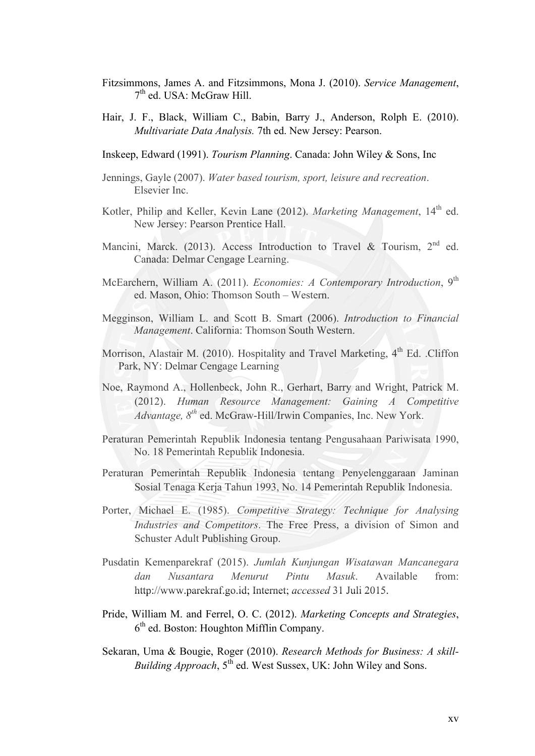Fitzsimmons, James A. and Fitzsimmons, Mona J. (2010). *Service Management*, 7th ed. USA: McGraw Hill.

Hair, J. F., Black, William C., Babin, Barry J., Anderson, Rolph E. (2010). *Multivariate Data Analysis.* 7th ed. New Jersey: Pearson.

Inskeep, Edward (1991). *Tourism Planning*. Canada: John Wiley & Sons, Inc

Jennings, Gayle (2007). *Water based tourism, sport, leisure and recreation*. Elsevier Inc.

Kotler, Philip and Keller, Kevin Lane (2012). *Marketing Management*, 14th ed. New Jersey: Pearson Prentice Hall.

Mancini, Marck. (2013). Access Introduction to Travel & Tourism, 2nd ed. Canada: Delmar Cengage Learning.

McEarchern, William A. (2011). *Economies: A Contemporary Introduction*, 9th ed. Mason, Ohio: Thomson South – Western.

Megginson, William L. and Scott B. Smart (2006). *Introduction to Financial Management*. California: Thomson South Western.

Morrison, Alastair M. (2010). Hospitality and Travel Marketing, 4th Ed. .Cliffon Park, NY: Delmar Cengage Learning

Noe, Raymond A., Hollenbeck, John R., Gerhart, Barry and Wright, Patrick M. (2012). *Human Resource Management: Gaining A Competitive Advantage, 8th* ed. McGraw-Hill/Irwin Companies, Inc. New York.

Peraturan Pemerintah Republik Indonesia tentang Pengusahaan Pariwisata 1990, No. 18 Pemerintah Republik Indonesia.

Peraturan Pemerintah Republik Indonesia tentang Penyelenggaraan Jaminan Sosial Tenaga Kerja Tahun 1993, No. 14 Pemerintah Republik Indonesia.

Porter, Michael E. (1985). *Competitive Strategy: Technique for Analysing Industries and Competitors*. The Free Press, a division of Simon and Schuster Adult Publishing Group.

Pusdatin Kemenparekraf (2015). *Jumlah Kunjungan Wisatawan Mancanegara dan Nusantara Menurut Pintu Masuk*. Available from: http://www.parekraf.go.id; Internet; *accessed* 31 Juli 2015.

Pride, William M. and Ferrel, O. C. (2012). *Marketing Concepts and Strategies*, 6th ed. Boston: Houghton Mifflin Company.

Sekaran, Uma & Bougie, Roger (2010). *Research Methods for Business: A skill-Building Approach*, 5th ed. West Sussex, UK: John Wiley and Sons.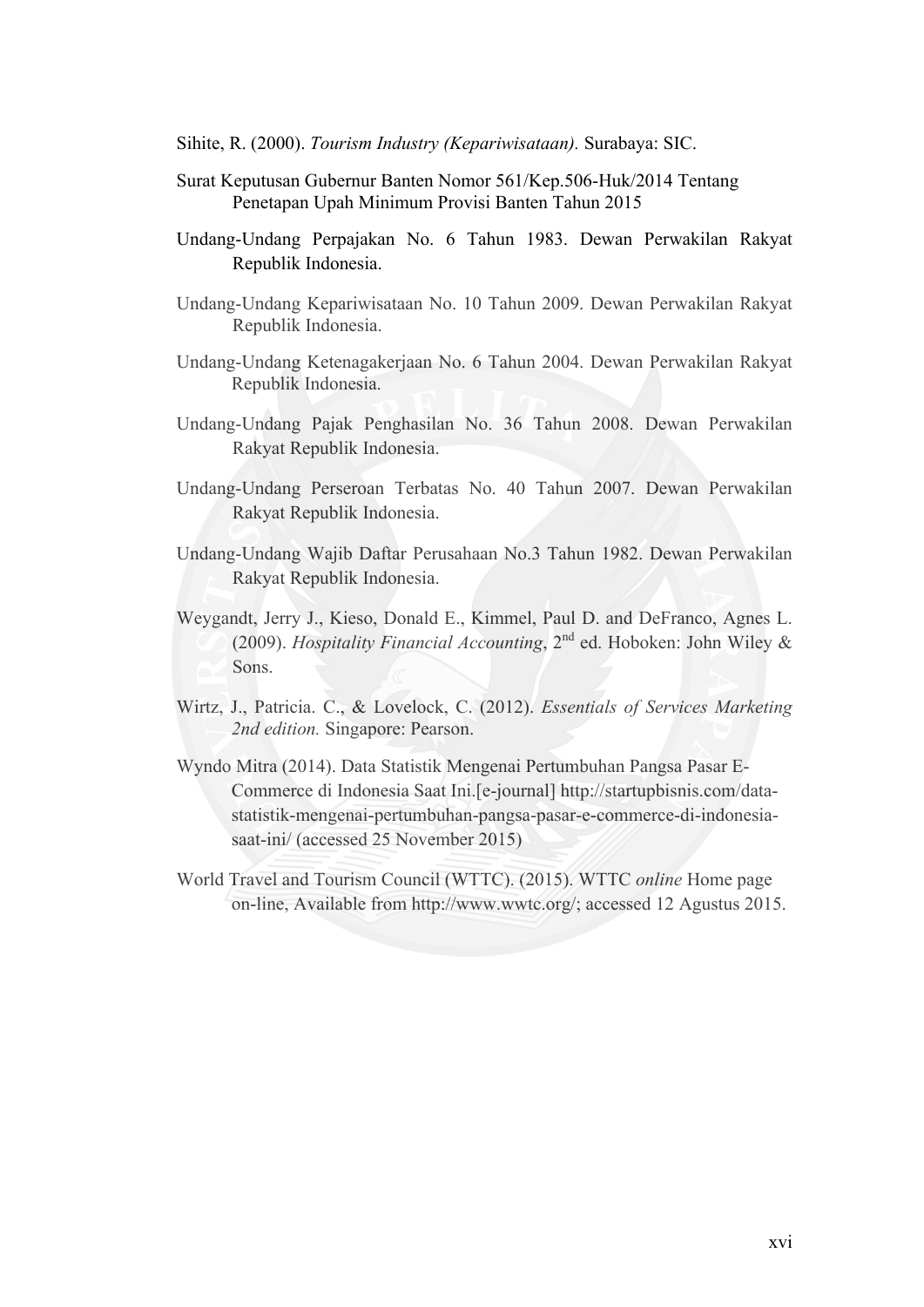Sihite, R. (2000). *Tourism Industry (Kepariwisataan).* Surabaya: SIC.

Surat Keputusan Gubernur Banten Nomor 561/Kep.506-Huk/2014 Tentang Penetapan Upah Minimum Provisi Banten Tahun 2015

Undang-Undang Perpajakan No. 6 Tahun 1983. Dewan Perwakilan Rakyat Republik Indonesia.

Undang-Undang Kepariwisataan No. 10 Tahun 2009. Dewan Perwakilan Rakyat Republik Indonesia.

Undang-Undang Ketenagakerjaan No. 6 Tahun 2004. Dewan Perwakilan Rakyat Republik Indonesia.

Undang-Undang Pajak Penghasilan No. 36 Tahun 2008. Dewan Perwakilan Rakyat Republik Indonesia.

Undang-Undang Perseroan Terbatas No. 40 Tahun 2007. Dewan Perwakilan Rakyat Republik Indonesia.

Undang-Undang Wajib Daftar Perusahaan No.3 Tahun 1982. Dewan Perwakilan Rakyat Republik Indonesia.

Weygandt, Jerry J., Kieso, Donald E., Kimmel, Paul D. and DeFranco, Agnes L. (2009). *Hospitality Financial Accounting*, 2nd ed. Hoboken: John Wiley & Sons.

Wirtz, J., Patricia. C., & Lovelock, C. (2012). *Essentials of Services Marketing 2nd edition.* Singapore: Pearson.

Wyndo Mitra (2014). Data Statistik Mengenai Pertumbuhan Pangsa Pasar E-Commerce di Indonesia Saat Ini.[e-journal] http://startupbisnis.com/data-statistik-mengenai-pertumbuhan-pangsa-pasar-e-commerce-di-indonesia-saat-ini/ (accessed 25 November 2015)

World Travel and Tourism Council (WTTC). (2015). WTTC *online* Home page on-line, Available from http://www.wwtc.org/; accessed 12 Agustus 2015.